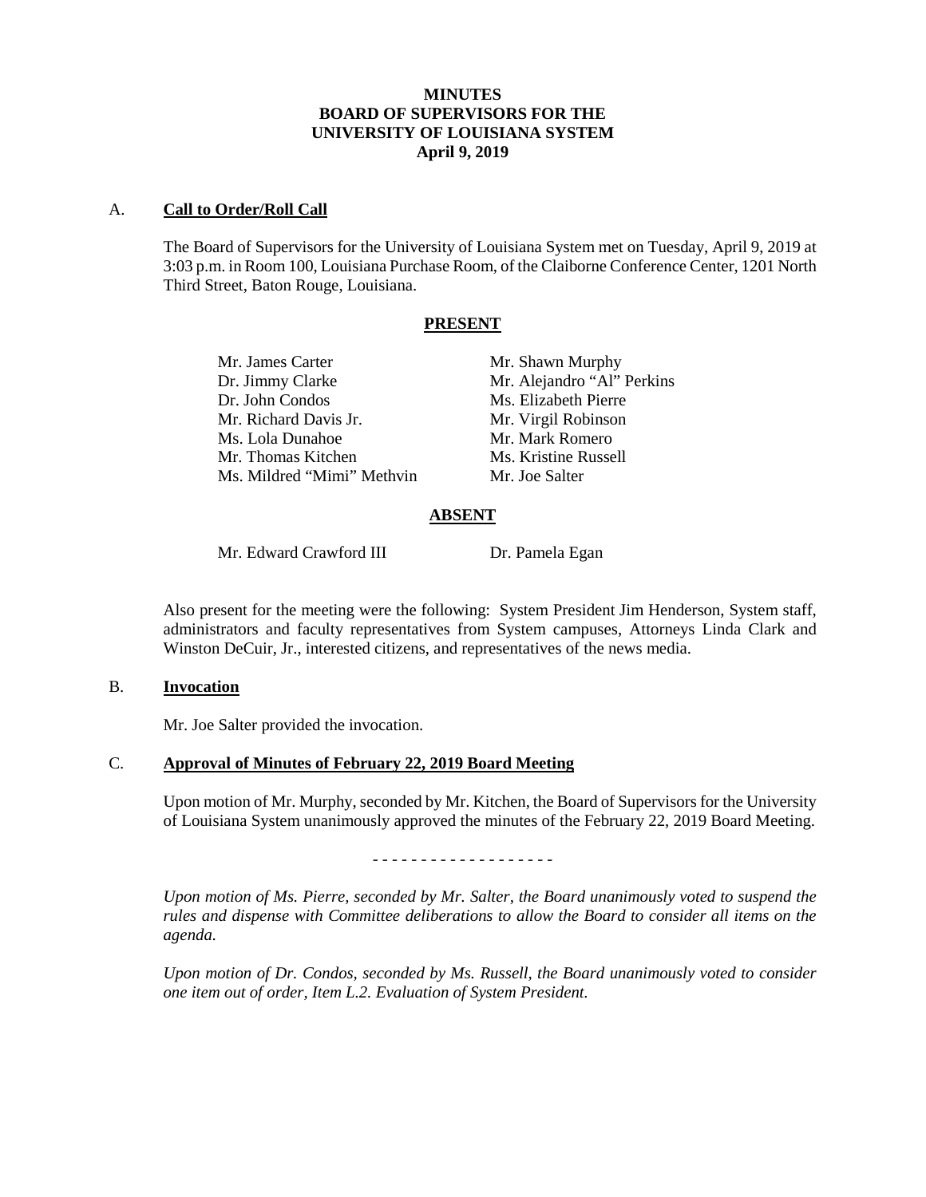# MINUTES
# BOARD OF SUPERVISORS FOR THE UNIVERSITY OF LOUISIANA SYSTEM
# April 9, 2019

A. **Call to Order/Roll Call**

The Board of Supervisors for the University of Louisiana System met on Tuesday, April 9, 2019 at 3:03 p.m. in Room 100, Louisiana Purchase Room, of the Claiborne Conference Center, 1201 North Third Street, Baton Rouge, Louisiana.

**PRESENT**

Mr. James Carter
Dr. Jimmy Clarke
Dr. John Condos
Mr. Richard Davis Jr.
Ms. Lola Dunahoe
Mr. Thomas Kitchen
Ms. Mildred "Mimi" Methvin
Mr. Shawn Murphy
Mr. Alejandro "Al" Perkins
Ms. Elizabeth Pierre
Mr. Virgil Robinson
Mr. Mark Romero
Ms. Kristine Russell
Mr. Joe Salter

**ABSENT**

Mr. Edward Crawford III
Dr. Pamela Egan

Also present for the meeting were the following: System President Jim Henderson, System staff, administrators and faculty representatives from System campuses, Attorneys Linda Clark and Winston DeCuir, Jr., interested citizens, and representatives of the news media.

B. **Invocation**

Mr. Joe Salter provided the invocation.

C. **Approval of Minutes of February 22, 2019 Board Meeting**

Upon motion of Mr. Murphy, seconded by Mr. Kitchen, the Board of Supervisors for the University of Louisiana System unanimously approved the minutes of the February 22, 2019 Board Meeting.

\- - - - - - - - - - - - - - - - - - -

*Upon motion of Ms. Pierre, seconded by Mr. Salter, the Board unanimously voted to suspend the rules and dispense with Committee deliberations to allow the Board to consider all items on the agenda.*

*Upon motion of Dr. Condos, seconded by Ms. Russell, the Board unanimously voted to consider one item out of order, Item L.2. Evaluation of System President.*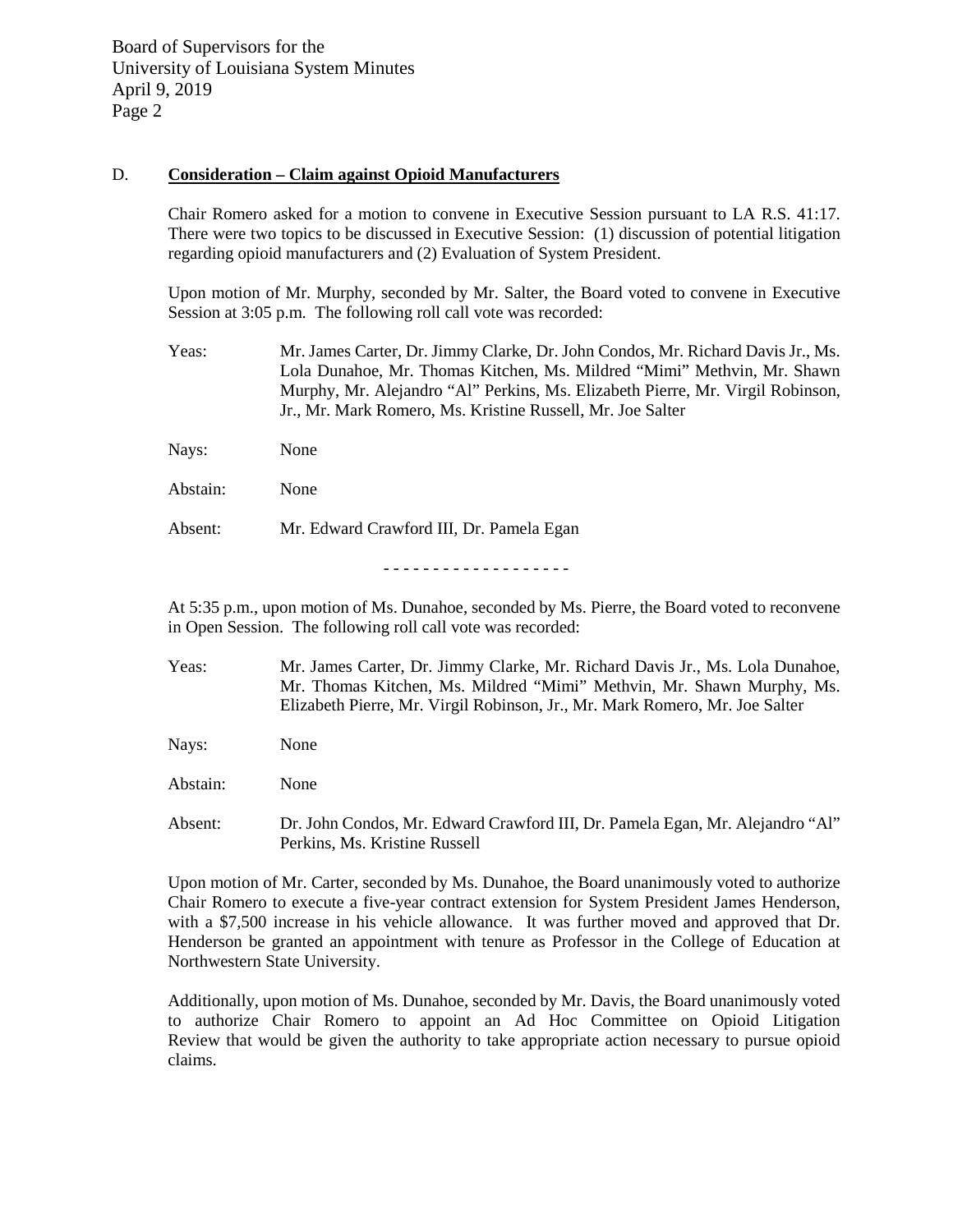D. **Consideration – Claim against Opioid Manufacturers**

Chair Romero asked for a motion to convene in Executive Session pursuant to LA R.S. 41:17. There were two topics to be discussed in Executive Session: (1) discussion of potential litigation regarding opioid manufacturers and (2) Evaluation of System President.

Upon motion of Mr. Murphy, seconded by Mr. Salter, the Board voted to convene in Executive Session at 3:05 p.m. The following roll call vote was recorded:

Yeas: Mr. James Carter, Dr. Jimmy Clarke, Dr. John Condos, Mr. Richard Davis Jr., Ms. Lola Dunahoe, Mr. Thomas Kitchen, Ms. Mildred "Mimi" Methvin, Mr. Shawn Murphy, Mr. Alejandro "Al" Perkins, Ms. Elizabeth Pierre, Mr. Virgil Robinson, Jr., Mr. Mark Romero, Ms. Kristine Russell, Mr. Joe Salter

Nays: None

Abstain: None

Absent: Mr. Edward Crawford III, Dr. Pamela Egan

\- - - - - - - - - - - - - - - - - - -

At 5:35 p.m., upon motion of Ms. Dunahoe, seconded by Ms. Pierre, the Board voted to reconvene in Open Session. The following roll call vote was recorded:

Yeas: Mr. James Carter, Dr. Jimmy Clarke, Mr. Richard Davis Jr., Ms. Lola Dunahoe, Mr. Thomas Kitchen, Ms. Mildred "Mimi" Methvin, Mr. Shawn Murphy, Ms. Elizabeth Pierre, Mr. Virgil Robinson, Jr., Mr. Mark Romero, Mr. Joe Salter

Nays: None

Abstain: None

Absent: Dr. John Condos, Mr. Edward Crawford III, Dr. Pamela Egan, Mr. Alejandro "Al" Perkins, Ms. Kristine Russell

Upon motion of Mr. Carter, seconded by Ms. Dunahoe, the Board unanimously voted to authorize Chair Romero to execute a five-year contract extension for System President James Henderson, with a $7,500 increase in his vehicle allowance. It was further moved and approved that Dr. Henderson be granted an appointment with tenure as Professor in the College of Education at Northwestern State University.

Additionally, upon motion of Ms. Dunahoe, seconded by Mr. Davis, the Board unanimously voted to authorize Chair Romero to appoint an Ad Hoc Committee on Opioid Litigation Review that would be given the authority to take appropriate action necessary to pursue opioid claims.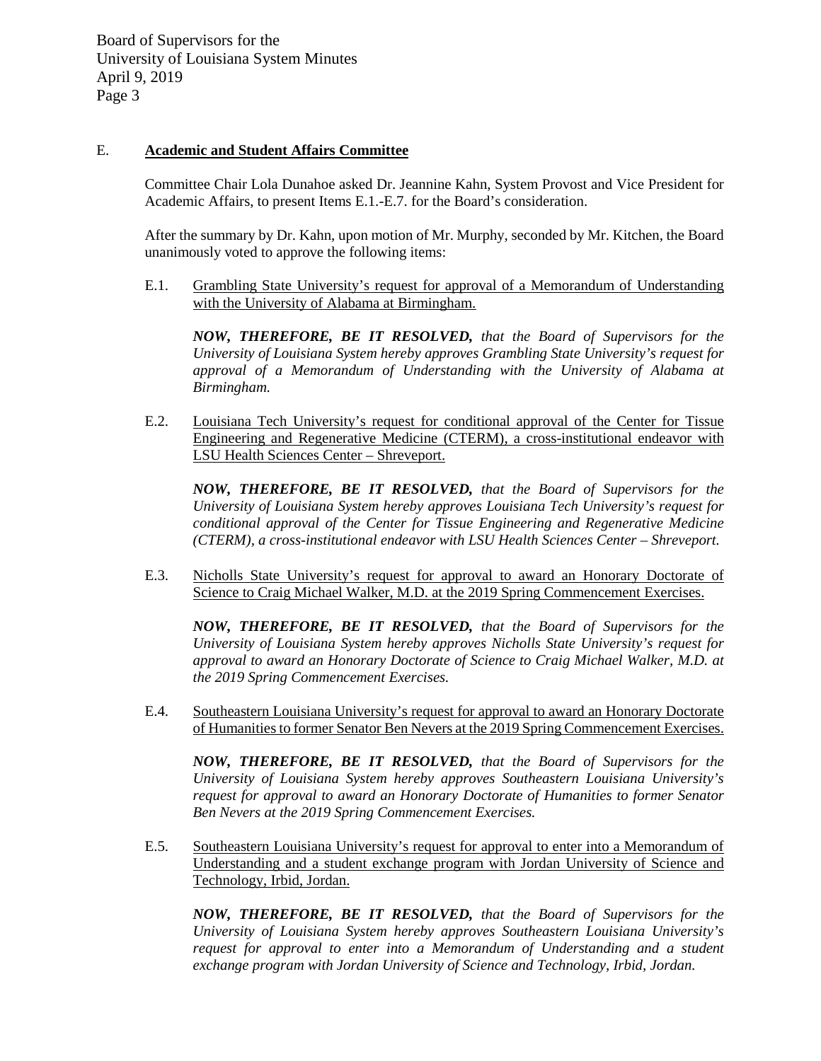## E. **Academic and Student Affairs Committee**

Committee Chair Lola Dunahoe asked Dr. Jeannine Kahn, System Provost and Vice President for Academic Affairs, to present Items E.1.-E.7. for the Board's consideration.

After the summary by Dr. Kahn, upon motion of Mr. Murphy, seconded by Mr. Kitchen, the Board unanimously voted to approve the following items:

E.1. Grambling State University's request for approval of a Memorandum of Understanding with the University of Alabama at Birmingham.

***NOW, THEREFORE, BE IT RESOLVED,*** *that the Board of Supervisors for the University of Louisiana System hereby approves Grambling State University's request for approval of a Memorandum of Understanding with the University of Alabama at Birmingham.*

E.2. Louisiana Tech University's request for conditional approval of the Center for Tissue Engineering and Regenerative Medicine (CTERM), a cross-institutional endeavor with LSU Health Sciences Center – Shreveport.

***NOW, THEREFORE, BE IT RESOLVED,*** *that the Board of Supervisors for the University of Louisiana System hereby approves Louisiana Tech University's request for conditional approval of the Center for Tissue Engineering and Regenerative Medicine (CTERM), a cross-institutional endeavor with LSU Health Sciences Center – Shreveport.*

E.3. Nicholls State University's request for approval to award an Honorary Doctorate of Science to Craig Michael Walker, M.D. at the 2019 Spring Commencement Exercises.

***NOW, THEREFORE, BE IT RESOLVED,*** *that the Board of Supervisors for the University of Louisiana System hereby approves Nicholls State University's request for approval to award an Honorary Doctorate of Science to Craig Michael Walker, M.D. at the 2019 Spring Commencement Exercises.*

E.4. Southeastern Louisiana University's request for approval to award an Honorary Doctorate of Humanities to former Senator Ben Nevers at the 2019 Spring Commencement Exercises.

***NOW, THEREFORE, BE IT RESOLVED,*** *that the Board of Supervisors for the University of Louisiana System hereby approves Southeastern Louisiana University's request for approval to award an Honorary Doctorate of Humanities to former Senator Ben Nevers at the 2019 Spring Commencement Exercises.*

E.5. Southeastern Louisiana University's request for approval to enter into a Memorandum of Understanding and a student exchange program with Jordan University of Science and Technology, Irbid, Jordan.

***NOW, THEREFORE, BE IT RESOLVED,*** *that the Board of Supervisors for the University of Louisiana System hereby approves Southeastern Louisiana University's request for approval to enter into a Memorandum of Understanding and a student exchange program with Jordan University of Science and Technology, Irbid, Jordan.*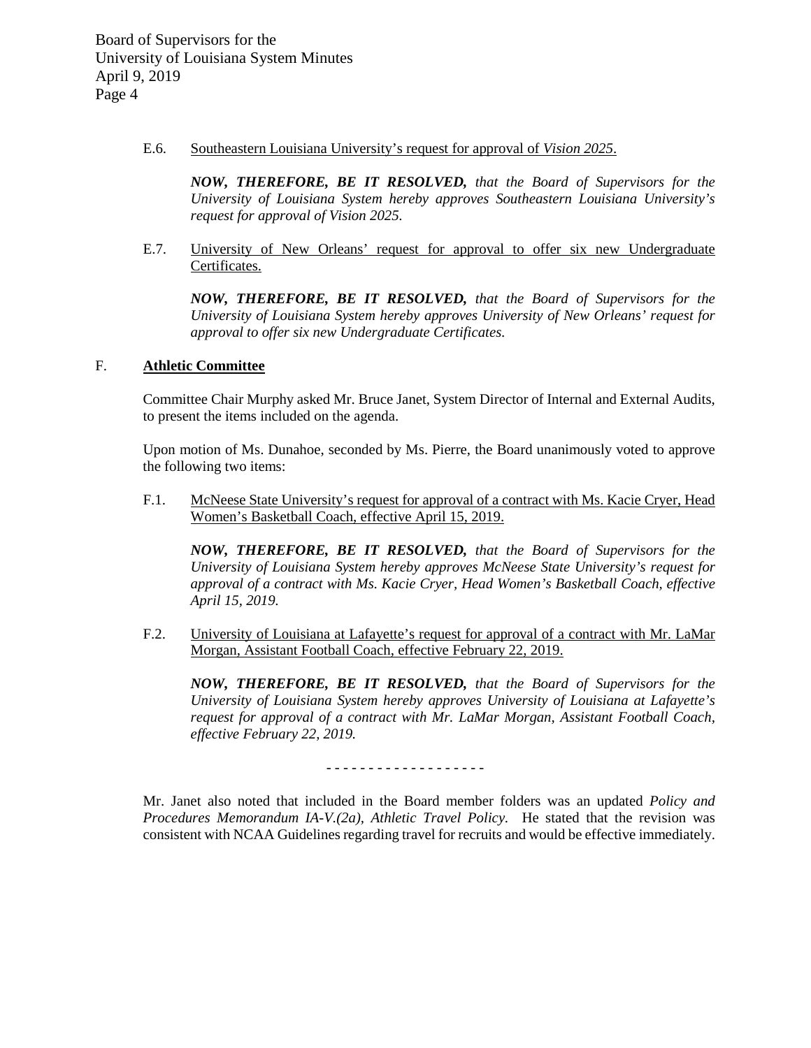E.6. Southeastern Louisiana University's request for approval of *Vision 2025*.

***NOW, THEREFORE, BE IT RESOLVED,*** *that the Board of Supervisors for the University of Louisiana System hereby approves Southeastern Louisiana University's request for approval of Vision 2025.*

E.7. University of New Orleans' request for approval to offer six new Undergraduate Certificates.

***NOW, THEREFORE, BE IT RESOLVED,*** *that the Board of Supervisors for the University of Louisiana System hereby approves University of New Orleans' request for approval to offer six new Undergraduate Certificates.*

## F. Athletic Committee

Committee Chair Murphy asked Mr. Bruce Janet, System Director of Internal and External Audits, to present the items included on the agenda.

Upon motion of Ms. Dunahoe, seconded by Ms. Pierre, the Board unanimously voted to approve the following two items:

F.1. McNeese State University's request for approval of a contract with Ms. Kacie Cryer, Head Women's Basketball Coach, effective April 15, 2019.

***NOW, THEREFORE, BE IT RESOLVED,*** *that the Board of Supervisors for the University of Louisiana System hereby approves McNeese State University's request for approval of a contract with Ms. Kacie Cryer, Head Women's Basketball Coach, effective April 15, 2019.*

F.2. University of Louisiana at Lafayette's request for approval of a contract with Mr. LaMar Morgan, Assistant Football Coach, effective February 22, 2019.

***NOW, THEREFORE, BE IT RESOLVED,*** *that the Board of Supervisors for the University of Louisiana System hereby approves University of Louisiana at Lafayette's request for approval of a contract with Mr. LaMar Morgan, Assistant Football Coach, effective February 22, 2019.*

- - - - - - - - - - - - - - - - - - -

Mr. Janet also noted that included in the Board member folders was an updated *Policy and Procedures Memorandum IA-V.(2a), Athletic Travel Policy.* He stated that the revision was consistent with NCAA Guidelines regarding travel for recruits and would be effective immediately.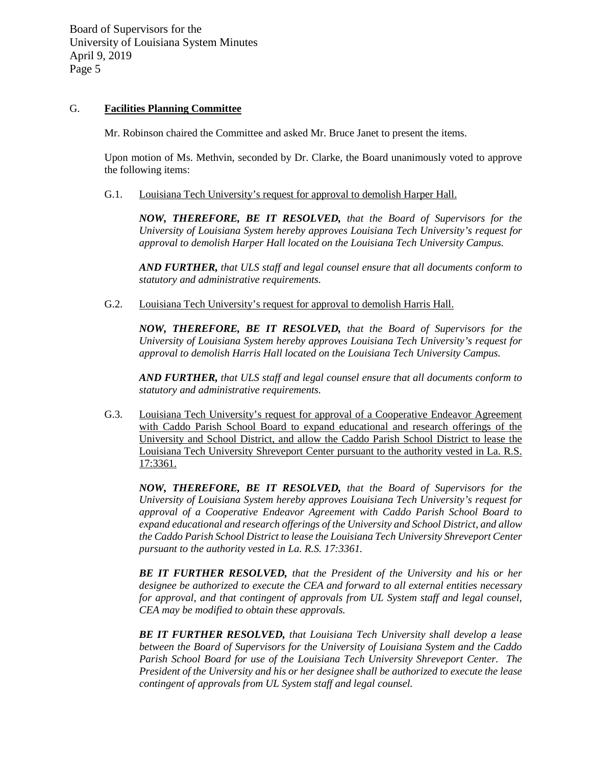## G. **Facilities Planning Committee**

Mr. Robinson chaired the Committee and asked Mr. Bruce Janet to present the items.

Upon motion of Ms. Methvin, seconded by Dr. Clarke, the Board unanimously voted to approve the following items:

G.1. Louisiana Tech University's request for approval to demolish Harper Hall.

***NOW, THEREFORE, BE IT RESOLVED,*** *that the Board of Supervisors for the University of Louisiana System hereby approves Louisiana Tech University's request for approval to demolish Harper Hall located on the Louisiana Tech University Campus.*

***AND FURTHER,*** *that ULS staff and legal counsel ensure that all documents conform to statutory and administrative requirements.*

G.2. Louisiana Tech University's request for approval to demolish Harris Hall.

***NOW, THEREFORE, BE IT RESOLVED,*** *that the Board of Supervisors for the University of Louisiana System hereby approves Louisiana Tech University's request for approval to demolish Harris Hall located on the Louisiana Tech University Campus.*

***AND FURTHER,*** *that ULS staff and legal counsel ensure that all documents conform to statutory and administrative requirements.*

G.3. Louisiana Tech University's request for approval of a Cooperative Endeavor Agreement with Caddo Parish School Board to expand educational and research offerings of the University and School District, and allow the Caddo Parish School District to lease the Louisiana Tech University Shreveport Center pursuant to the authority vested in La. R.S. 17:3361.

***NOW, THEREFORE, BE IT RESOLVED,*** *that the Board of Supervisors for the University of Louisiana System hereby approves Louisiana Tech University's request for approval of a Cooperative Endeavor Agreement with Caddo Parish School Board to expand educational and research offerings of the University and School District, and allow the Caddo Parish School District to lease the Louisiana Tech University Shreveport Center pursuant to the authority vested in La. R.S. 17:3361.*

***BE IT FURTHER RESOLVED,*** *that the President of the University and his or her designee be authorized to execute the CEA and forward to all external entities necessary for approval, and that contingent of approvals from UL System staff and legal counsel, CEA may be modified to obtain these approvals.*

***BE IT FURTHER RESOLVED,*** *that Louisiana Tech University shall develop a lease between the Board of Supervisors for the University of Louisiana System and the Caddo Parish School Board for use of the Louisiana Tech University Shreveport Center. The President of the University and his or her designee shall be authorized to execute the lease contingent of approvals from UL System staff and legal counsel.*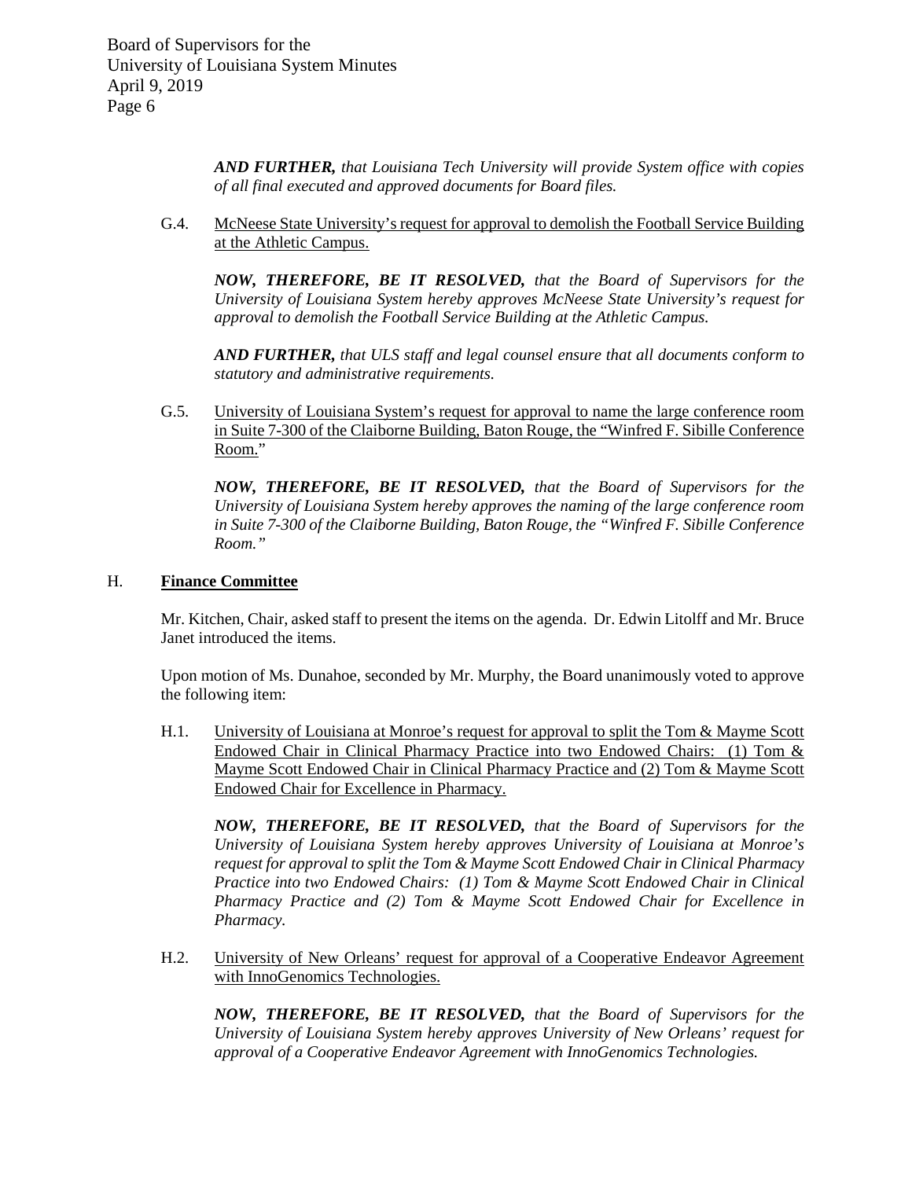***AND FURTHER,*** *that Louisiana Tech University will provide System office with copies of all final executed and approved documents for Board files.*

G.4. McNeese State University's request for approval to demolish the Football Service Building at the Athletic Campus.

***NOW, THEREFORE, BE IT RESOLVED,*** *that the Board of Supervisors for the University of Louisiana System hereby approves McNeese State University's request for approval to demolish the Football Service Building at the Athletic Campus.*

***AND FURTHER,*** *that ULS staff and legal counsel ensure that all documents conform to statutory and administrative requirements.*

G.5. University of Louisiana System's request for approval to name the large conference room in Suite 7-300 of the Claiborne Building, Baton Rouge, the "Winfred F. Sibille Conference Room."

***NOW, THEREFORE, BE IT RESOLVED,*** *that the Board of Supervisors for the University of Louisiana System hereby approves the naming of the large conference room in Suite 7-300 of the Claiborne Building, Baton Rouge, the "Winfred F. Sibille Conference Room."*

## H. **Finance Committee**

Mr. Kitchen, Chair, asked staff to present the items on the agenda. Dr. Edwin Litolff and Mr. Bruce Janet introduced the items.

Upon motion of Ms. Dunahoe, seconded by Mr. Murphy, the Board unanimously voted to approve the following item:

H.1. University of Louisiana at Monroe's request for approval to split the Tom & Mayme Scott Endowed Chair in Clinical Pharmacy Practice into two Endowed Chairs: (1) Tom & Mayme Scott Endowed Chair in Clinical Pharmacy Practice and (2) Tom & Mayme Scott Endowed Chair for Excellence in Pharmacy.

***NOW, THEREFORE, BE IT RESOLVED,*** *that the Board of Supervisors for the University of Louisiana System hereby approves University of Louisiana at Monroe's request for approval to split the Tom & Mayme Scott Endowed Chair in Clinical Pharmacy Practice into two Endowed Chairs: (1) Tom & Mayme Scott Endowed Chair in Clinical Pharmacy Practice and (2) Tom & Mayme Scott Endowed Chair for Excellence in Pharmacy.*

H.2. University of New Orleans' request for approval of a Cooperative Endeavor Agreement with InnoGenomics Technologies.

***NOW, THEREFORE, BE IT RESOLVED,*** *that the Board of Supervisors for the University of Louisiana System hereby approves University of New Orleans' request for approval of a Cooperative Endeavor Agreement with InnoGenomics Technologies.*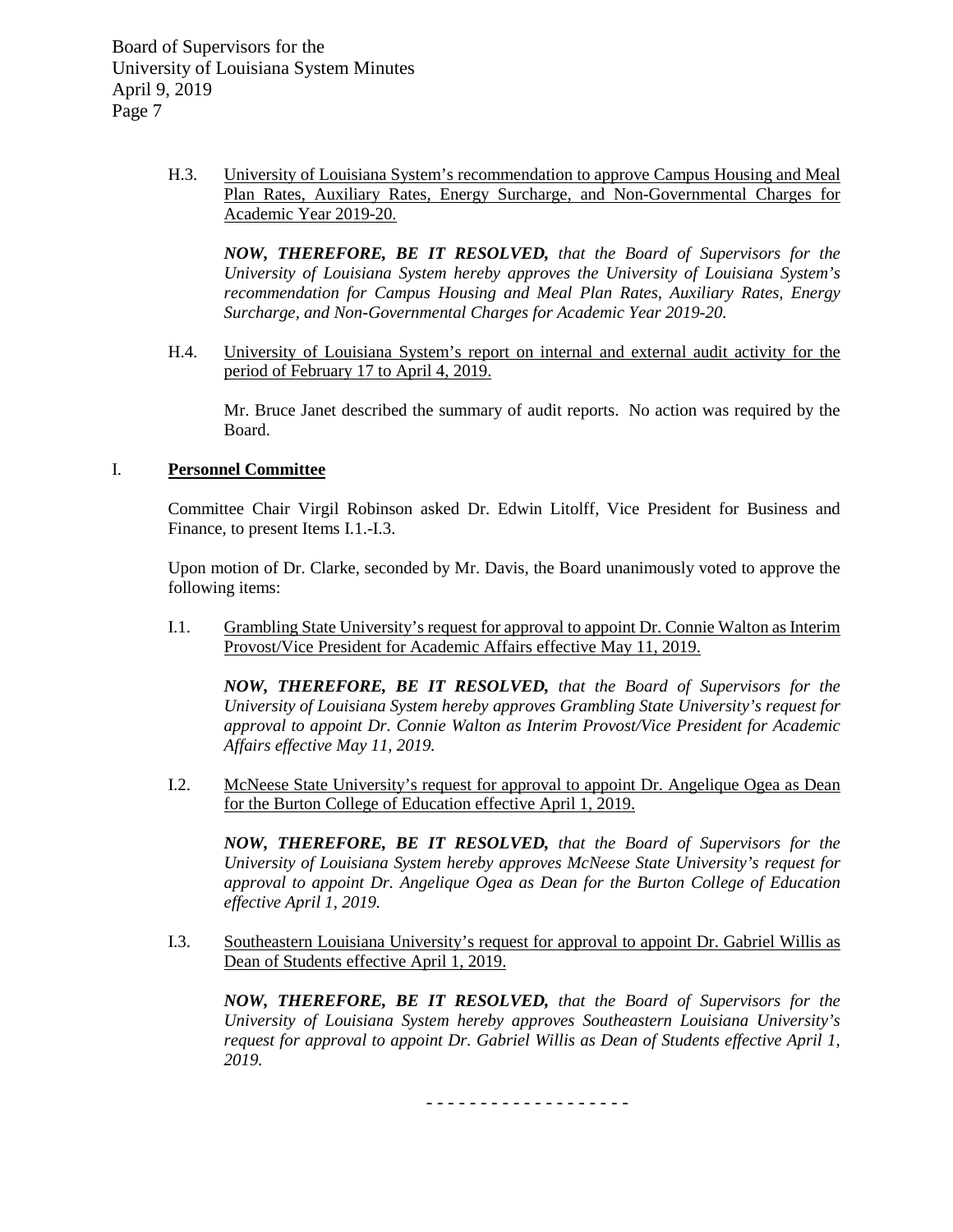H.3. University of Louisiana System's recommendation to approve Campus Housing and Meal Plan Rates, Auxiliary Rates, Energy Surcharge, and Non-Governmental Charges for Academic Year 2019-20.

***NOW, THEREFORE, BE IT RESOLVED,*** *that the Board of Supervisors for the University of Louisiana System hereby approves the University of Louisiana System's recommendation for Campus Housing and Meal Plan Rates, Auxiliary Rates, Energy Surcharge, and Non-Governmental Charges for Academic Year 2019-20.*

H.4. University of Louisiana System's report on internal and external audit activity for the period of February 17 to April 4, 2019.

Mr. Bruce Janet described the summary of audit reports. No action was required by the Board.

## I. Personnel Committee

Committee Chair Virgil Robinson asked Dr. Edwin Litolff, Vice President for Business and Finance, to present Items I.1.-I.3.

Upon motion of Dr. Clarke, seconded by Mr. Davis, the Board unanimously voted to approve the following items:

I.1. Grambling State University's request for approval to appoint Dr. Connie Walton as Interim Provost/Vice President for Academic Affairs effective May 11, 2019.

***NOW, THEREFORE, BE IT RESOLVED,*** *that the Board of Supervisors for the University of Louisiana System hereby approves Grambling State University's request for approval to appoint Dr. Connie Walton as Interim Provost/Vice President for Academic Affairs effective May 11, 2019.*

I.2. McNeese State University's request for approval to appoint Dr. Angelique Ogea as Dean for the Burton College of Education effective April 1, 2019.

***NOW, THEREFORE, BE IT RESOLVED,*** *that the Board of Supervisors for the University of Louisiana System hereby approves McNeese State University's request for approval to appoint Dr. Angelique Ogea as Dean for the Burton College of Education effective April 1, 2019.*

I.3. Southeastern Louisiana University's request for approval to appoint Dr. Gabriel Willis as Dean of Students effective April 1, 2019.

***NOW, THEREFORE, BE IT RESOLVED,*** *that the Board of Supervisors for the University of Louisiana System hereby approves Southeastern Louisiana University's request for approval to appoint Dr. Gabriel Willis as Dean of Students effective April 1, 2019.*

- - - - - - - - - - - - - - - - - -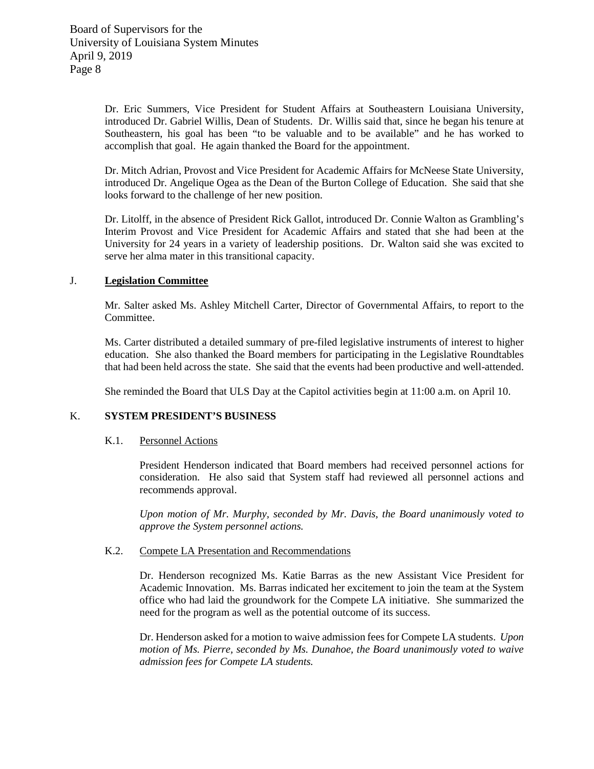Dr. Eric Summers, Vice President for Student Affairs at Southeastern Louisiana University, introduced Dr. Gabriel Willis, Dean of Students. Dr. Willis said that, since he began his tenure at Southeastern, his goal has been "to be valuable and to be available" and he has worked to accomplish that goal. He again thanked the Board for the appointment.

Dr. Mitch Adrian, Provost and Vice President for Academic Affairs for McNeese State University, introduced Dr. Angelique Ogea as the Dean of the Burton College of Education. She said that she looks forward to the challenge of her new position.

Dr. Litolff, in the absence of President Rick Gallot, introduced Dr. Connie Walton as Grambling's Interim Provost and Vice President for Academic Affairs and stated that she had been at the University for 24 years in a variety of leadership positions. Dr. Walton said she was excited to serve her alma mater in this transitional capacity.

## J. Legislation Committee

Mr. Salter asked Ms. Ashley Mitchell Carter, Director of Governmental Affairs, to report to the Committee.

Ms. Carter distributed a detailed summary of pre-filed legislative instruments of interest to higher education. She also thanked the Board members for participating in the Legislative Roundtables that had been held across the state. She said that the events had been productive and well-attended.

She reminded the Board that ULS Day at the Capitol activities begin at 11:00 a.m. on April 10.

## K. SYSTEM PRESIDENT'S BUSINESS

### K.1. Personnel Actions

President Henderson indicated that Board members had received personnel actions for consideration. He also said that System staff had reviewed all personnel actions and recommends approval.

*Upon motion of Mr. Murphy, seconded by Mr. Davis, the Board unanimously voted to approve the System personnel actions.*

### K.2. Compete LA Presentation and Recommendations

Dr. Henderson recognized Ms. Katie Barras as the new Assistant Vice President for Academic Innovation. Ms. Barras indicated her excitement to join the team at the System office who had laid the groundwork for the Compete LA initiative. She summarized the need for the program as well as the potential outcome of its success.

Dr. Henderson asked for a motion to waive admission fees for Compete LA students. *Upon motion of Ms. Pierre, seconded by Ms. Dunahoe, the Board unanimously voted to waive admission fees for Compete LA students.*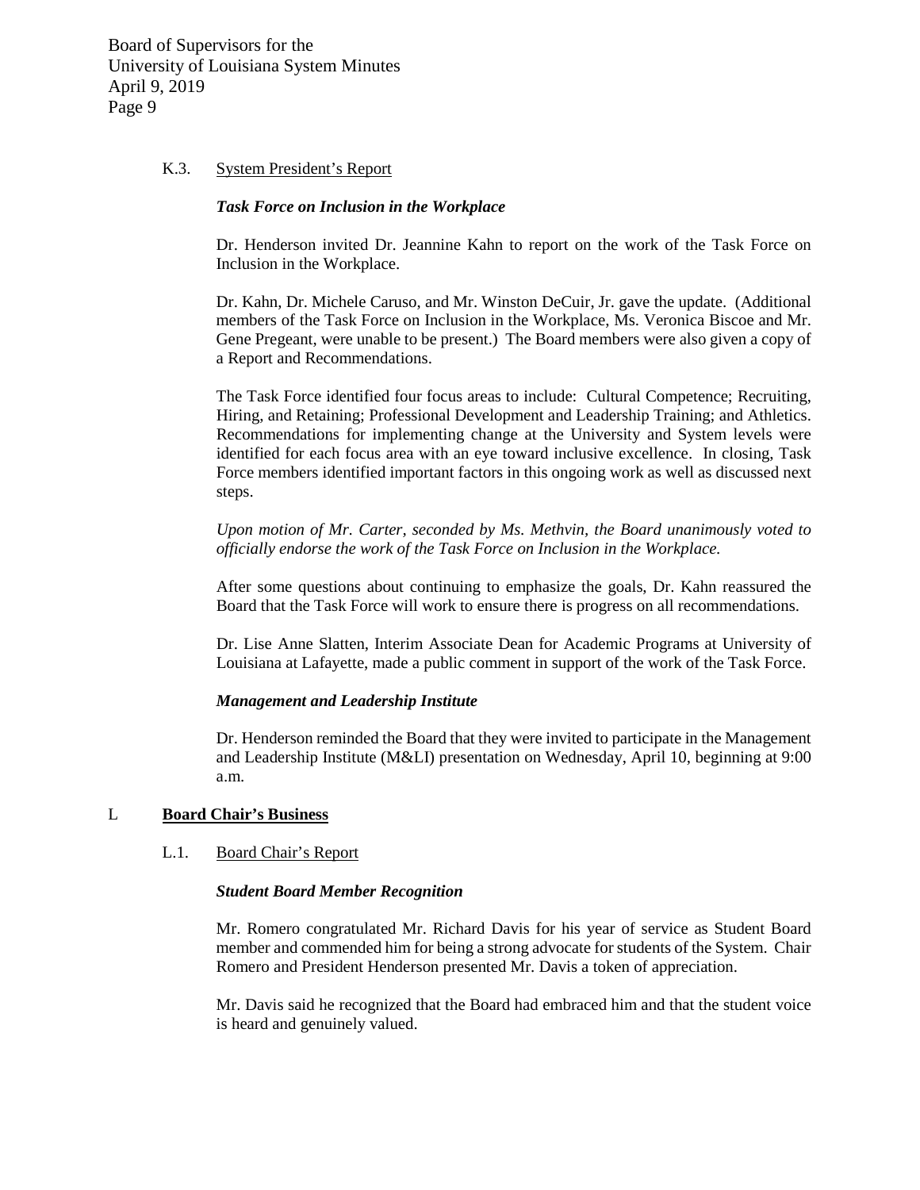K.3. System President's Report

***Task Force on Inclusion in the Workplace***

Dr. Henderson invited Dr. Jeannine Kahn to report on the work of the Task Force on Inclusion in the Workplace.

Dr. Kahn, Dr. Michele Caruso, and Mr. Winston DeCuir, Jr. gave the update. (Additional members of the Task Force on Inclusion in the Workplace, Ms. Veronica Biscoe and Mr. Gene Pregeant, were unable to be present.) The Board members were also given a copy of a Report and Recommendations.

The Task Force identified four focus areas to include: Cultural Competence; Recruiting, Hiring, and Retaining; Professional Development and Leadership Training; and Athletics. Recommendations for implementing change at the University and System levels were identified for each focus area with an eye toward inclusive excellence. In closing, Task Force members identified important factors in this ongoing work as well as discussed next steps.

*Upon motion of Mr. Carter, seconded by Ms. Methvin, the Board unanimously voted to officially endorse the work of the Task Force on Inclusion in the Workplace.*

After some questions about continuing to emphasize the goals, Dr. Kahn reassured the Board that the Task Force will work to ensure there is progress on all recommendations.

Dr. Lise Anne Slatten, Interim Associate Dean for Academic Programs at University of Louisiana at Lafayette, made a public comment in support of the work of the Task Force.

***Management and Leadership Institute***

Dr. Henderson reminded the Board that they were invited to participate in the Management and Leadership Institute (M&LI) presentation on Wednesday, April 10, beginning at 9:00 a.m.

## L **Board Chair's Business**

L.1. Board Chair's Report

***Student Board Member Recognition***

Mr. Romero congratulated Mr. Richard Davis for his year of service as Student Board member and commended him for being a strong advocate for students of the System. Chair Romero and President Henderson presented Mr. Davis a token of appreciation.

Mr. Davis said he recognized that the Board had embraced him and that the student voice is heard and genuinely valued.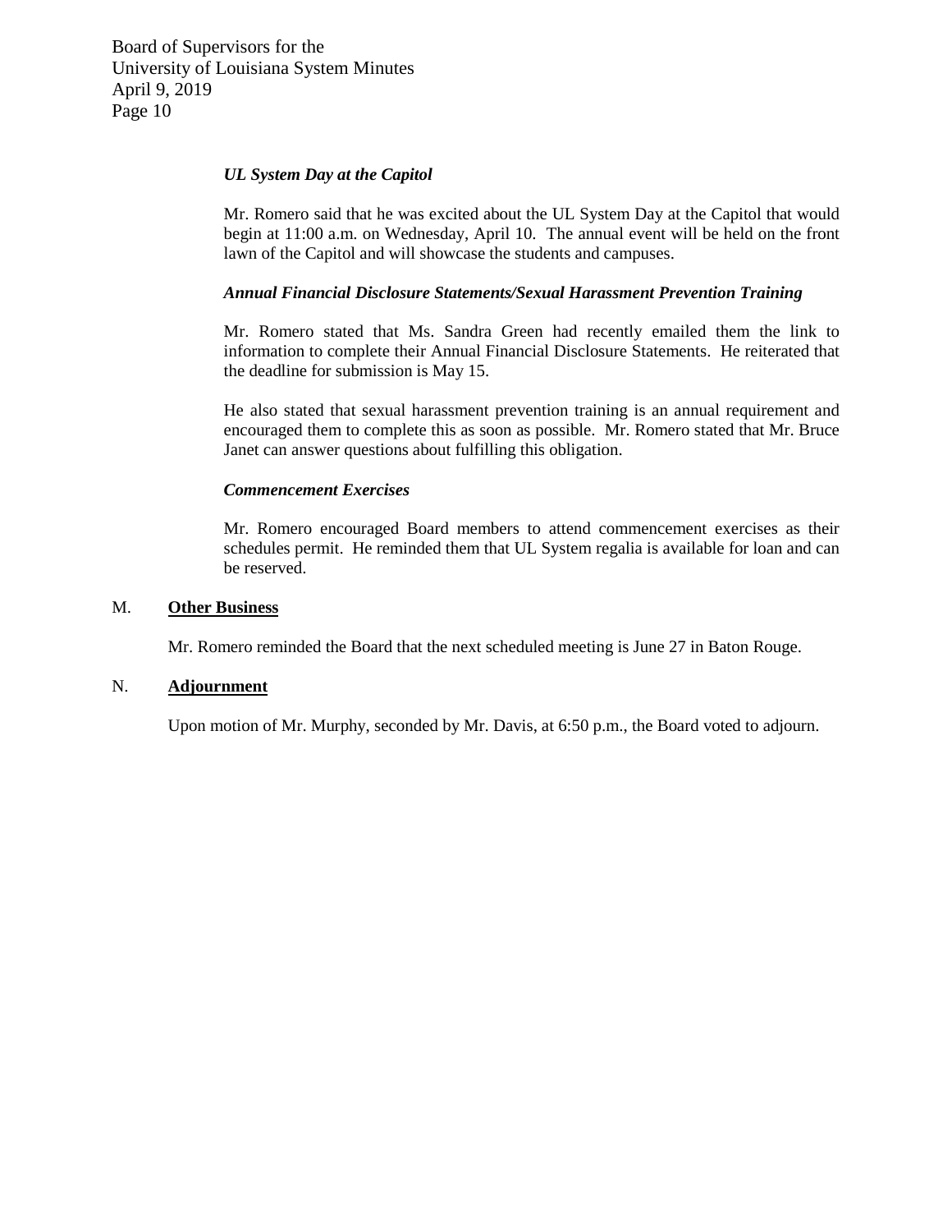***UL System Day at the Capitol***

Mr. Romero said that he was excited about the UL System Day at the Capitol that would begin at 11:00 a.m. on Wednesday, April 10. The annual event will be held on the front lawn of the Capitol and will showcase the students and campuses.

***Annual Financial Disclosure Statements/Sexual Harassment Prevention Training***

Mr. Romero stated that Ms. Sandra Green had recently emailed them the link to information to complete their Annual Financial Disclosure Statements. He reiterated that the deadline for submission is May 15.

He also stated that sexual harassment prevention training is an annual requirement and encouraged them to complete this as soon as possible. Mr. Romero stated that Mr. Bruce Janet can answer questions about fulfilling this obligation.

***Commencement Exercises***

Mr. Romero encouraged Board members to attend commencement exercises as their schedules permit. He reminded them that UL System regalia is available for loan and can be reserved.

M. **Other Business**

Mr. Romero reminded the Board that the next scheduled meeting is June 27 in Baton Rouge.

N. **Adjournment**

Upon motion of Mr. Murphy, seconded by Mr. Davis, at 6:50 p.m., the Board voted to adjourn.